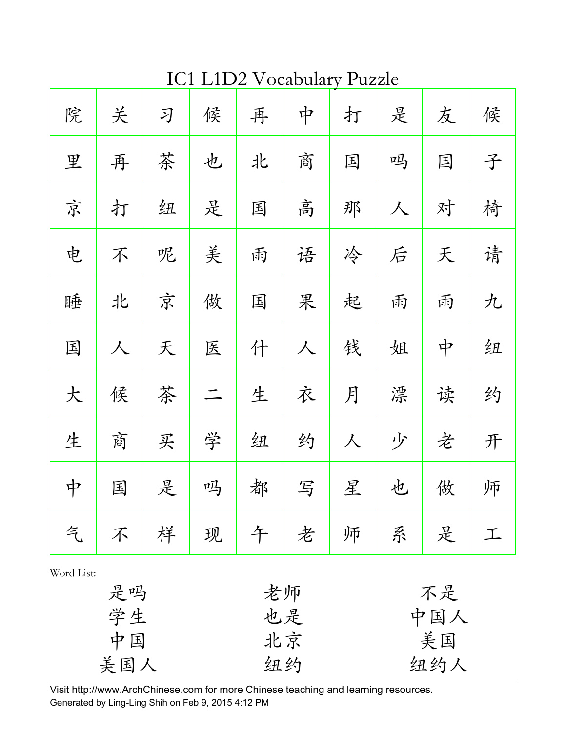# IC1 L1D2 Vocabulary Puzzle

| | | | | | | | | | |
|---|---|---|---|---|---|---|---|---|---|
| 院 | 关 | 习 | 候 | 再 | 中 | 打 | 是 | 友 | 候 |
| 里 | 再 | 茶 | 也 | 北 | 商 | 国 | 吗 | 国 | 子 |
| 京 | 打 | 纽 | 是 | 国 | 高 | 那 | 人 | 对 | 椅 |
| 电 | 不 | 呢 | 美 | 雨 | 语 | 冷 | 后 | 天 | 请 |
| 睡 | 北 | 京 | 做 | 国 | 果 | 起 | 雨 | 雨 | 九 |
| 国 | 人 | 天 | 医 | 什 | 人 | 钱 | 姐 | 中 | 纽 |
| 大 | 候 | 茶 | 二 | 生 | 衣 | 月 | 漂 | 读 | 约 |
| 生 | 商 | 买 | 学 | 纽 | 约 | 人 | 少 | 老 | 开 |
| 中 | 国 | 是 | 吗 | 都 | 写 | 星 | 也 | 做 | 师 |
| 气 | 不 | 样 | 现 | 午 | 老 | 师 | 系 | 是 | 工 |

Word List:

| | | |
|---|---|---|
| 是吗 | 老师 | 不是 |
| 学生 | 也是 | 中国人 |
| 中国 | 北京 | 美国 |
| 美国人 | 纽约 | 纽约人 |

Visit http://www.ArchChinese.com for more Chinese teaching and learning resources.
Generated by Ling-Ling Shih on Feb 9, 2015 4:12 PM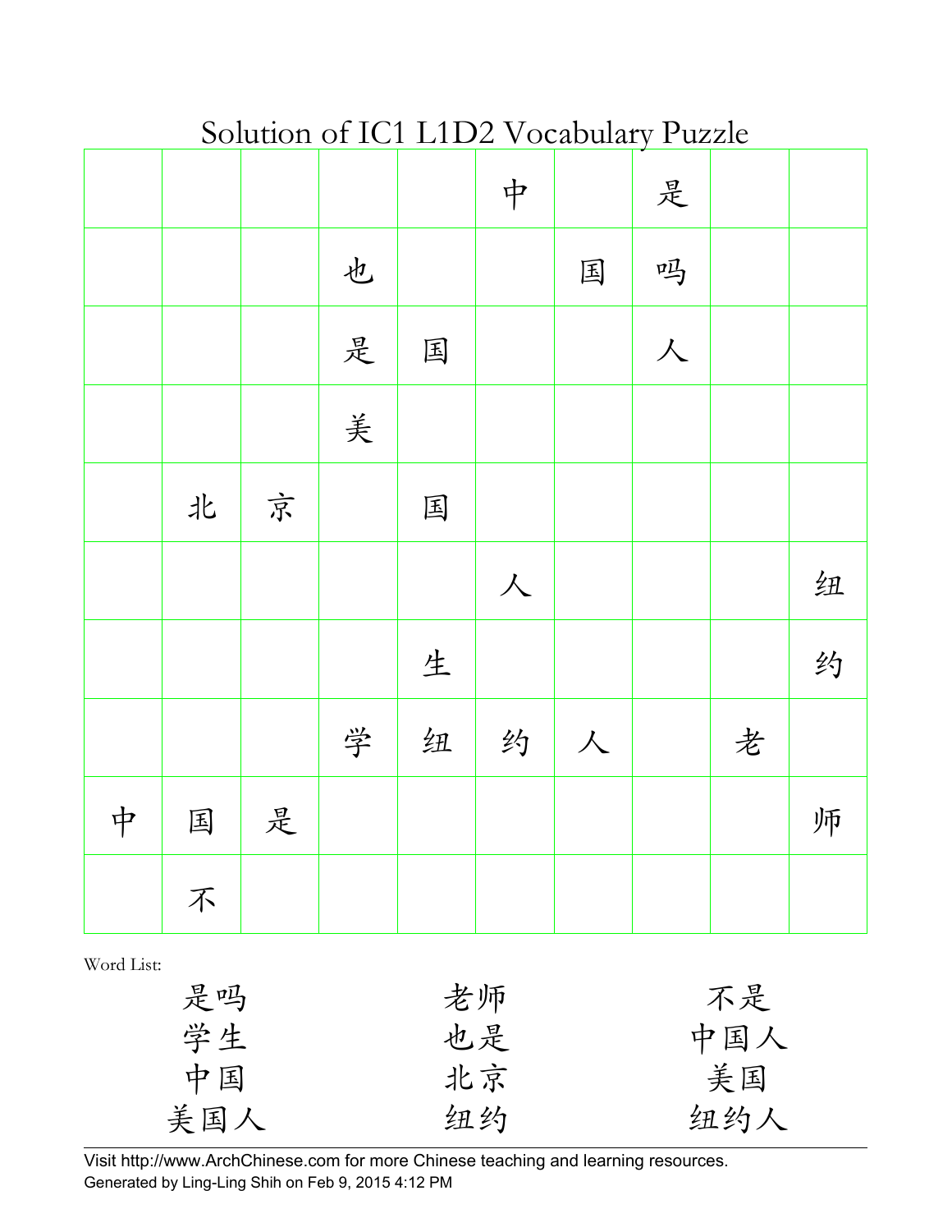# Solution of IC1 L1D2 Vocabulary Puzzle

| | | | | | | | | | |
|---|---|---|---|---|---|---|---|---|---|
| | | | | | 中 | | 是 | | |
| | | | 也 | | | 国 | 吗 | | |
| | | | 是 | 国 | | | 人 | | |
| | | | 美 | | | | | | |
| | 北 | 京 | | 国 | | | | | |
| | | | | | 人 | | | | 纽 |
| | | | | 生 | | | | | 约 |
| | | | 学 | 纽 | 约 | 人 | | 老 | |
| 中 | 国 | 是 | | | | | | | 师 |
| | 不 | | | | | | | | |

Word List:

| | | |
|---|---|---|
| 是吗 | 老师 | 不是 |
| 学生 | 也是 | 中国人 |
| 中国 | 北京 | 美国 |
| 美国人 | 纽约 | 纽约人 |

Visit http://www.ArchChinese.com for more Chinese teaching and learning resources.
Generated by Ling-Ling Shih on Feb 9, 2015 4:12 PM